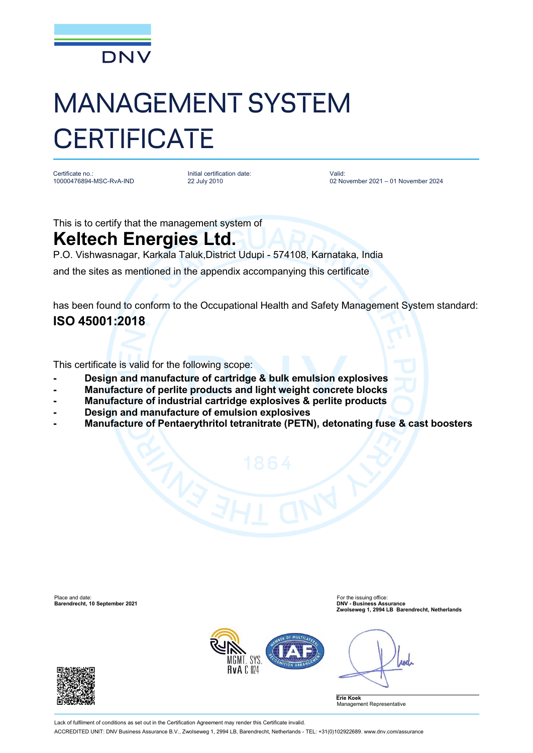DNV

# MANAGEMENT SYSTEM CERTIFICATE

| Certificate no.: | Initial certification date: | Valid: |
| --- | --- | --- |
| 10000476894-MSC-RvA-IND | 22 July 2010 | 02 November 2021 – 01 November 2024 |

This is to certify that the management system of

## Keltech Energies Ltd.

P.O. Vishwasnagar, Karkala Taluk,District Udupi - 574108, Karnataka, India

and the sites as mentioned in the appendix accompanying this certificate

has been found to conform to the Occupational Health and Safety Management System standard:

**ISO 45001:2018**

This certificate is valid for the following scope:

- **Design and manufacture of cartridge & bulk emulsion explosives**
- **Manufacture of perlite products and light weight concrete blocks**
- **Manufacture of industrial cartridge explosives & perlite products**
- **Design and manufacture of emulsion explosives**
- **Manufacture of Pentaerythritol tetranitrate (PETN), detonating fuse & cast boosters**

Place and date:
**Barendrecht, 10 September 2021**

For the issuing office:
**DNV - Business Assurance**
**Zwolseweg 1, 2994 LB Barendrecht, Netherlands**

MGMT. SYS. RvA C 024

**Erie Koek**
Management Representative

Lack of fulfilment of conditions as set out in the Certification Agreement may render this Certificate invalid.

ACCREDITED UNIT: DNV Business Assurance B.V., Zwolseweg 1, 2994 LB, Barendrecht, Netherlands - TEL: +31(0)102922689. www.dnv.com/assurance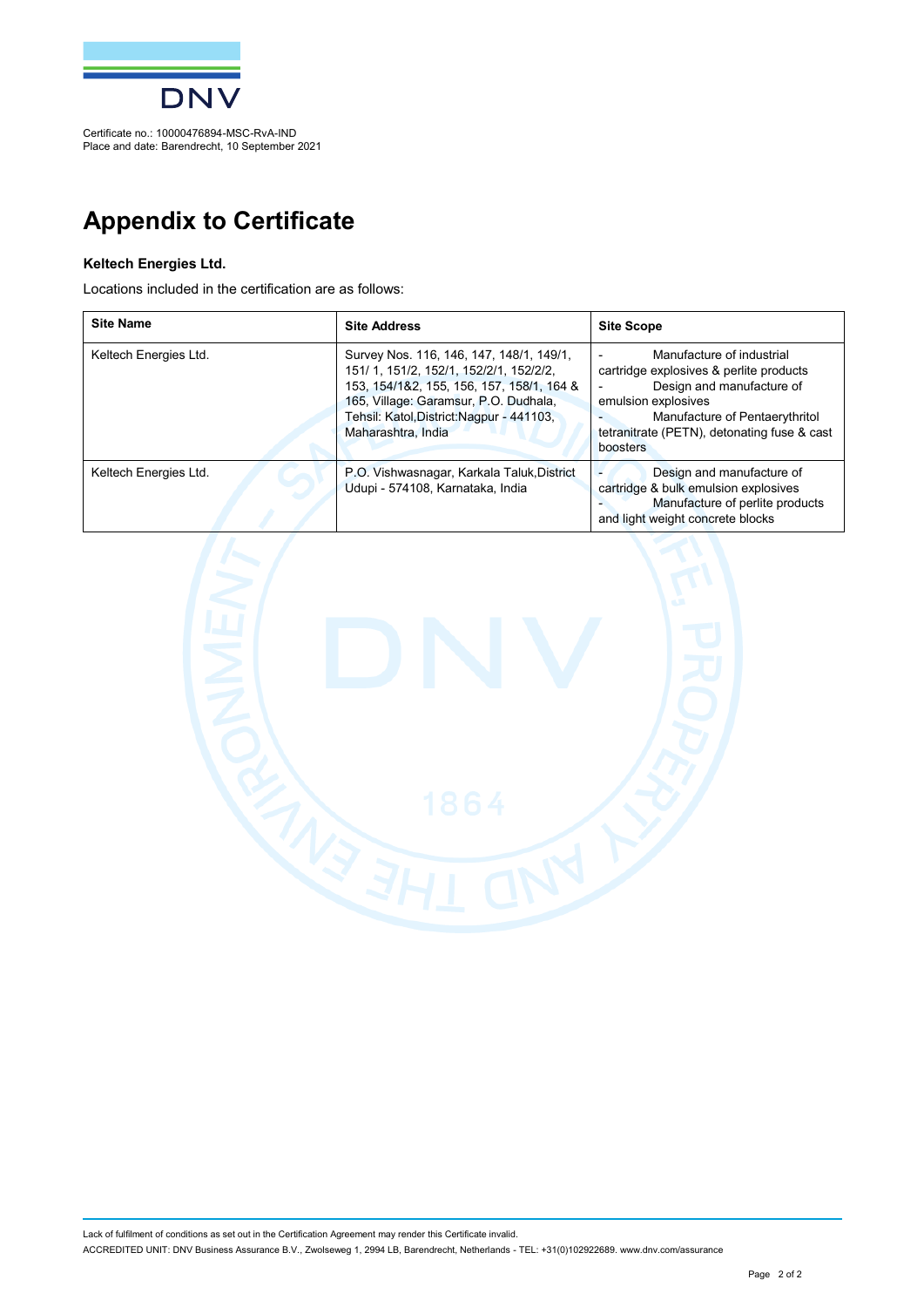Certificate no.: 10000476894-MSC-RvA-IND
Place and date: Barendrecht, 10 September 2021

# Appendix to Certificate

**Keltech Energies Ltd.**

Locations included in the certification are as follows:

| Site Name | Site Address | Site Scope |
|---|---|---|
| Keltech Energies Ltd. | Survey Nos. 116, 146, 147, 148/1, 149/1, 151/ 1, 151/2, 152/1, 152/2/1, 152/2/2, 153, 154/1&2, 155, 156, 157, 158/1, 164 & 165, Village: Garamsur, P.O. Dudhala, Tehsil: Katol,District:Nagpur - 441103, Maharashtra, India | - Manufacture of industrial cartridge explosives & perlite products<br>- Design and manufacture of emulsion explosives<br>- Manufacture of Pentaerythritol tetranitrate (PETN), detonating fuse & cast boosters |
| Keltech Energies Ltd. | P.O. Vishwasnagar, Karkala Taluk,District Udupi - 574108, Karnataka, India | - Design and manufacture of cartridge & bulk emulsion explosives<br>- Manufacture of perlite products and light weight concrete blocks |

Lack of fulfilment of conditions as set out in the Certification Agreement may render this Certificate invalid.

ACCREDITED UNIT: DNV Business Assurance B.V., Zwolseweg 1, 2994 LB, Barendrecht, Netherlands - TEL: +31(0)102922689. www.dnv.com/assurance